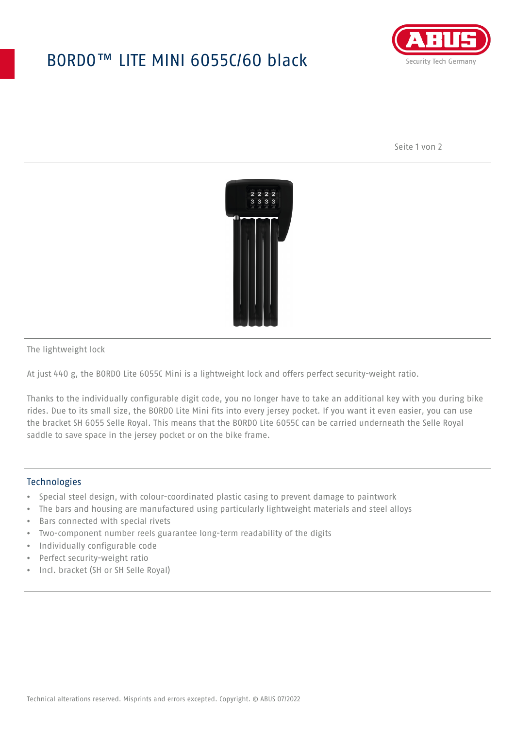# BORDO™ LITE MINI 6055C/60 black

The lightweight lock

At just 440 g, the BORDO Lite 6055C Mini is a lightweight lock and offers perfect security-weight ratio.

Thanks to the individually configurable digit code, you no longer have to take an additional key with you during bike rides. Due to its small size, the BORDO Lite Mini fits into every jersey pocket. If you want it even easier, you can use the bracket SH 6055 Selle Royal. This means that the BORDO Lite 6055C can be carried underneath the Selle Royal saddle to save space in the jersey pocket or on the bike frame.

## Technologies

- Special steel design, with colour-coordinated plastic casing to prevent damage to paintwork
- The bars and housing are manufactured using particularly lightweight materials and steel alloys
- Bars connected with special rivets
- Two-component number reels guarantee long-term readability of the digits
- Individually configurable code
- Perfect security-weight ratio
- Incl. bracket (SH or SH Selle Royal)

Technical alterations reserved. Misprints and errors excepted. Copyright. © ABUS 07/2022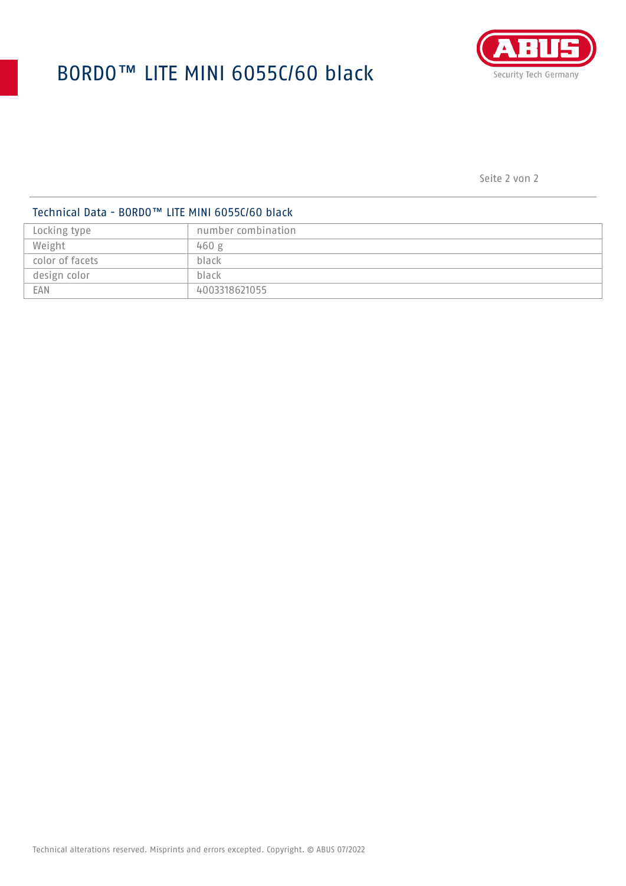# BORDO™ LITE MINI 6055C/60 black

## Technical Data - BORDO™ LITE MINI 6055C/60 black

| | |
|---|---|
| Locking type | number combination |
| Weight | 460 g |
| color of facets | black |
| design color | black |
| EAN | 4003318621055 |

Technical alterations reserved. Misprints and errors excepted. Copyright. © ABUS 07/2022